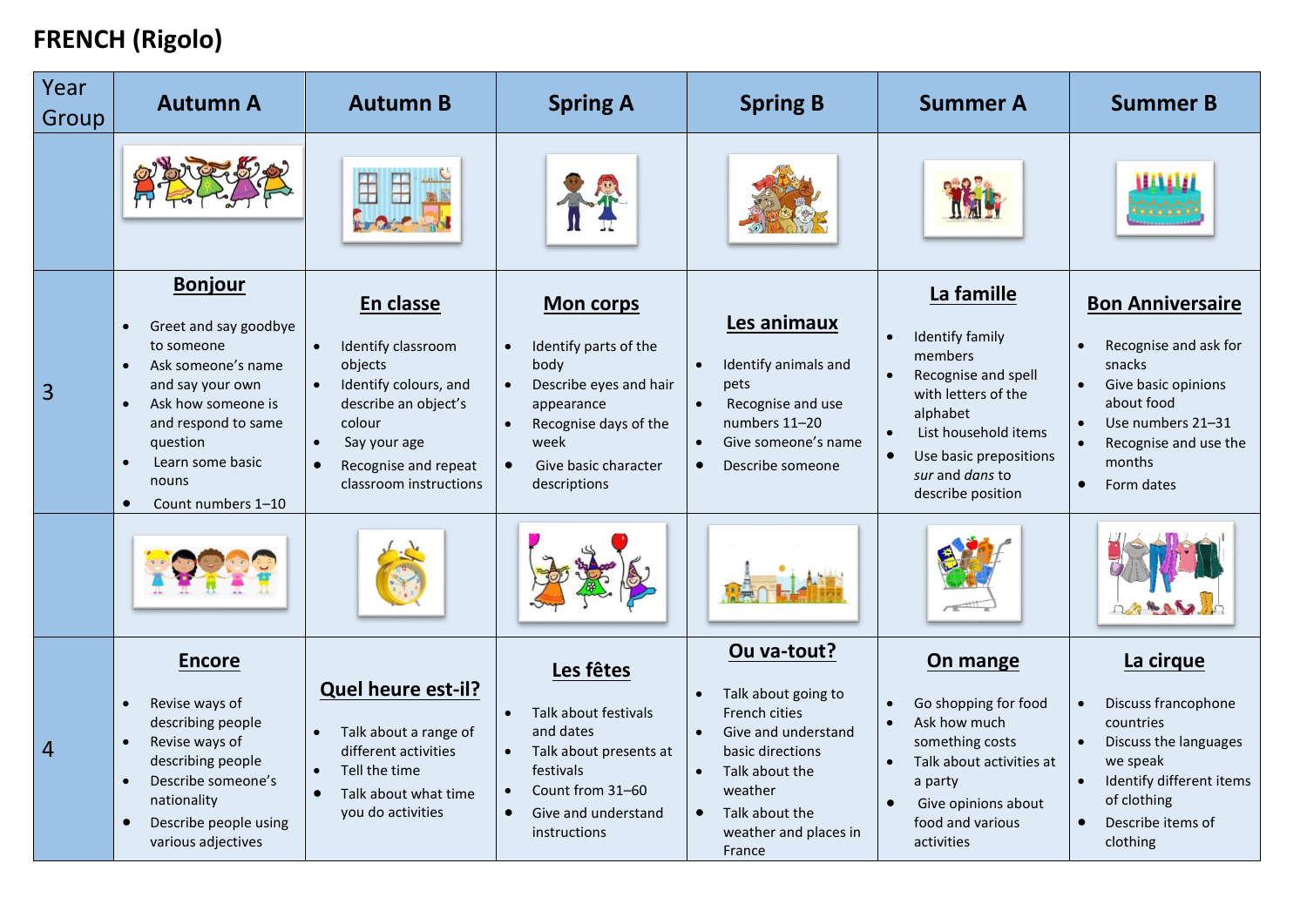# FRENCH (Rigolo)

| Year Group | Autumn A | Autumn B | Spring A | Spring B | Summer A | Summer B |
|---|---|---|---|---|---|---|
| | | | | | | |
| 3 | **Bonjour**<br>• Greet and say goodbye to someone<br>• Ask someone's name and say your own<br>• Ask how someone is and respond to same question<br>• Learn some basic nouns<br>• Count numbers 1–10 | **En classe**<br>• Identify classroom objects<br>• Identify colours, and describe an object's colour<br>• Say your age<br>• Recognise and repeat classroom instructions | **Mon corps**<br>• Identify parts of the body<br>• Describe eyes and hair appearance<br>• Recognise days of the week<br>• Give basic character descriptions | **Les animaux**<br>• Identify animals and pets<br>• Recognise and use numbers 11–20<br>• Give someone's name<br>• Describe someone | **La famille**<br>• Identify family members<br>• Recognise and spell with letters of the alphabet<br>• List household items<br>• Use basic prepositions *sur* and *dans* to describe position | **Bon Anniversaire**<br>• Recognise and ask for snacks<br>• Give basic opinions about food<br>• Use numbers 21–31<br>• Recognise and use the months<br>• Form dates |
| | | | | | | |
| 4 | **Encore**<br>• Revise ways of describing people<br>• Revise ways of describing people<br>• Describe someone's nationality<br>• Describe people using various adjectives | **Quel heure est-il?**<br>• Talk about a range of different activities<br>• Tell the time<br>• Talk about what time you do activities | **Les fêtes**<br>• Talk about festivals and dates<br>• Talk about presents at festivals<br>• Count from 31–60<br>• Give and understand instructions | **Ou va-tout?**<br>• Talk about going to French cities<br>• Give and understand basic directions<br>• Talk about the weather<br>• Talk about the weather and places in France | **On mange**<br>• Go shopping for food<br>• Ask how much something costs<br>• Talk about activities at a party<br>• Give opinions about food and various activities | **La cirque**<br>• Discuss francophone countries<br>• Discuss the languages we speak<br>• Identify different items of clothing<br>• Describe items of clothing |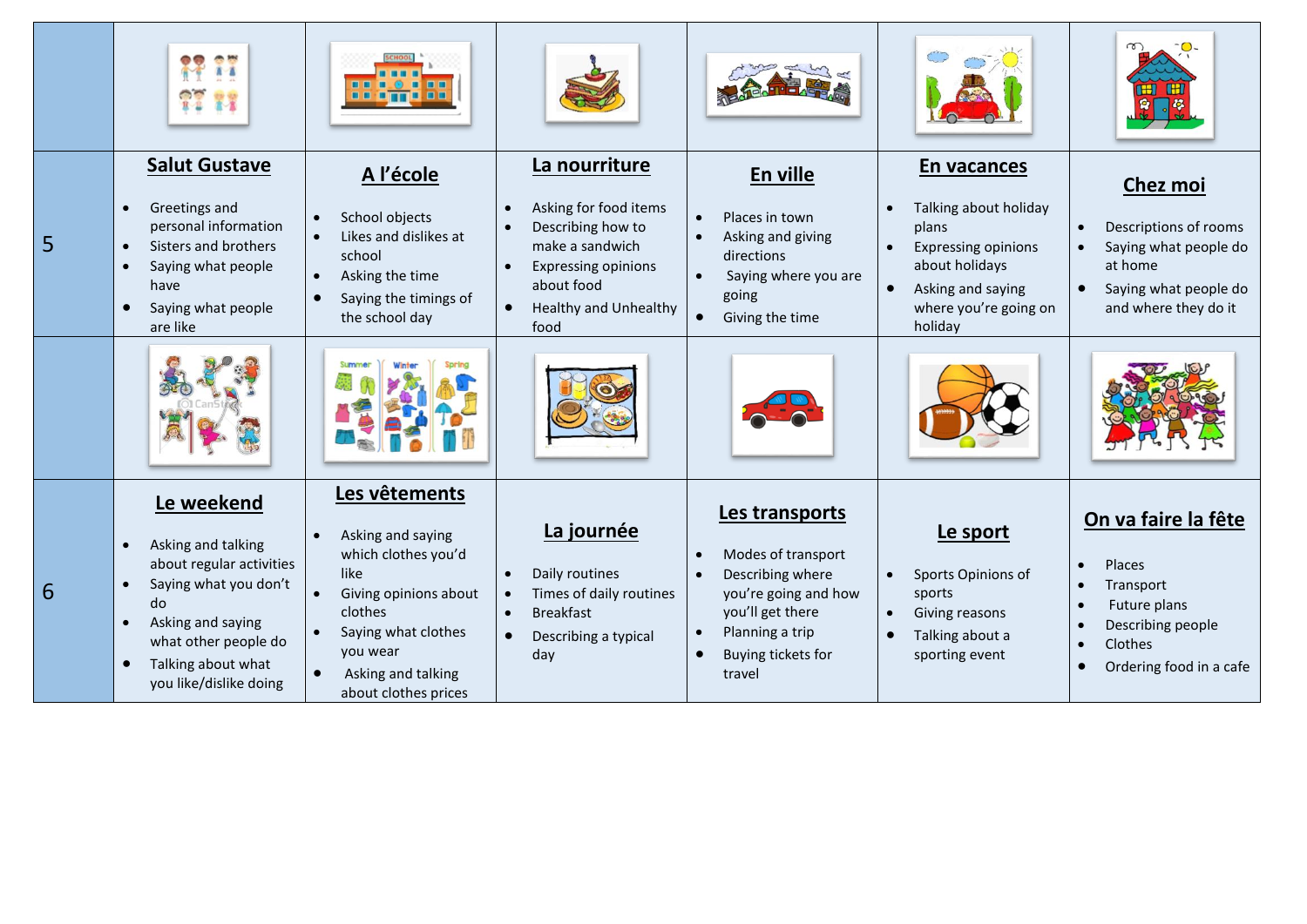| | | | | | | |
|---|---|---|---|---|---|---|
| | | | | | | |
| 5 | **Salut Gustave**<br>• Greetings and personal information<br>• Sisters and brothers<br>• Saying what people have<br>• Saying what people are like | **A l'école**<br>• School objects<br>• Likes and dislikes at school<br>• Asking the time<br>• Saying the timings of the school day | **La nourriture**<br>• Asking for food items<br>• Describing how to make a sandwich<br>• Expressing opinions about food<br>• Healthy and Unhealthy food | **En ville**<br>• Places in town<br>• Asking and giving directions<br>• Saying where you are going<br>• Giving the time | **En vacances**<br>• Talking about holiday plans<br>• Expressing opinions about holidays<br>• Asking and saying where you're going on holiday | **Chez moi**<br>• Descriptions of rooms<br>• Saying what people do at home<br>• Saying what people do and where they do it |
| | | | | | | |
| 6 | **Le weekend**<br>• Asking and talking about regular activities<br>• Saying what you don't do<br>• Asking and saying what other people do<br>• Talking about what you like/dislike doing | **Les vêtements**<br>• Asking and saying which clothes you'd like<br>• Giving opinions about clothes<br>• Saying what clothes you wear<br>• Asking and talking about clothes prices | **La journée**<br>• Daily routines<br>• Times of daily routines<br>• Breakfast<br>• Describing a typical day | **Les transports**<br>• Modes of transport<br>• Describing where you're going and how you'll get there<br>• Planning a trip<br>• Buying tickets for travel | **Le sport**<br>• Sports Opinions of sports<br>• Giving reasons<br>• Talking about a sporting event | **On va faire la fête**<br>• Places<br>• Transport<br>• Future plans<br>• Describing people<br>• Clothes<br>• Ordering food in a cafe |